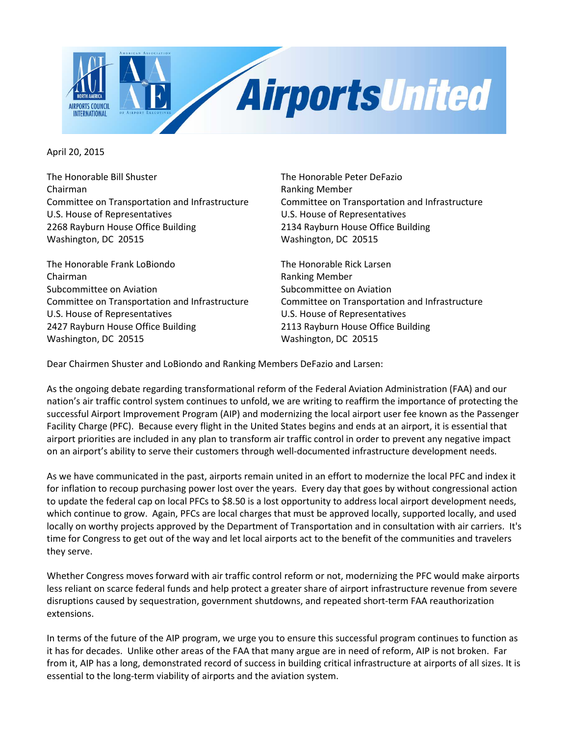April 20, 2015

The Honorable Bill Shuster
Chairman
Committee on Transportation and Infrastructure
U.S. House of Representatives
2268 Rayburn House Office Building
Washington, DC 20515

The Honorable Peter DeFazio
Ranking Member
Committee on Transportation and Infrastructure
U.S. House of Representatives
2134 Rayburn House Office Building
Washington, DC 20515

The Honorable Frank LoBiondo
Chairman
Subcommittee on Aviation
Committee on Transportation and Infrastructure
U.S. House of Representatives
2427 Rayburn House Office Building
Washington, DC 20515

The Honorable Rick Larsen
Ranking Member
Subcommittee on Aviation
Committee on Transportation and Infrastructure
U.S. House of Representatives
2113 Rayburn House Office Building
Washington, DC 20515

Dear Chairmen Shuster and LoBiondo and Ranking Members DeFazio and Larsen:

As the ongoing debate regarding transformational reform of the Federal Aviation Administration (FAA) and our nation's air traffic control system continues to unfold, we are writing to reaffirm the importance of protecting the successful Airport Improvement Program (AIP) and modernizing the local airport user fee known as the Passenger Facility Charge (PFC). Because every flight in the United States begins and ends at an airport, it is essential that airport priorities are included in any plan to transform air traffic control in order to prevent any negative impact on an airport's ability to serve their customers through well-documented infrastructure development needs.

As we have communicated in the past, airports remain united in an effort to modernize the local PFC and index it for inflation to recoup purchasing power lost over the years. Every day that goes by without congressional action to update the federal cap on local PFCs to $8.50 is a lost opportunity to address local airport development needs, which continue to grow. Again, PFCs are local charges that must be approved locally, supported locally, and used locally on worthy projects approved by the Department of Transportation and in consultation with air carriers. It's time for Congress to get out of the way and let local airports act to the benefit of the communities and travelers they serve.

Whether Congress moves forward with air traffic control reform or not, modernizing the PFC would make airports less reliant on scarce federal funds and help protect a greater share of airport infrastructure revenue from severe disruptions caused by sequestration, government shutdowns, and repeated short-term FAA reauthorization extensions.

In terms of the future of the AIP program, we urge you to ensure this successful program continues to function as it has for decades. Unlike other areas of the FAA that many argue are in need of reform, AIP is not broken. Far from it, AIP has a long, demonstrated record of success in building critical infrastructure at airports of all sizes. It is essential to the long-term viability of airports and the aviation system.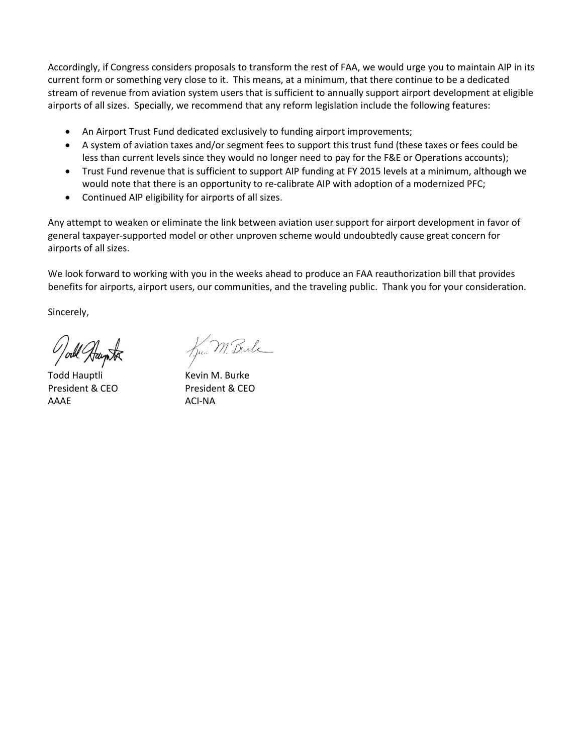Accordingly, if Congress considers proposals to transform the rest of FAA, we would urge you to maintain AIP in its current form or something very close to it. This means, at a minimum, that there continue to be a dedicated stream of revenue from aviation system users that is sufficient to annually support airport development at eligible airports of all sizes. Specially, we recommend that any reform legislation include the following features:

- An Airport Trust Fund dedicated exclusively to funding airport improvements;
- A system of aviation taxes and/or segment fees to support this trust fund (these taxes or fees could be less than current levels since they would no longer need to pay for the F&E or Operations accounts);
- Trust Fund revenue that is sufficient to support AIP funding at FY 2015 levels at a minimum, although we would note that there is an opportunity to re-calibrate AIP with adoption of a modernized PFC;
- Continued AIP eligibility for airports of all sizes.

Any attempt to weaken or eliminate the link between aviation user support for airport development in favor of general taxpayer-supported model or other unproven scheme would undoubtedly cause great concern for airports of all sizes.

We look forward to working with you in the weeks ahead to produce an FAA reauthorization bill that provides benefits for airports, airport users, our communities, and the traveling public. Thank you for your consideration.

Sincerely,

Todd Hauptli
President & CEO
AAAE

Kevin M. Burke
President & CEO
ACI-NA